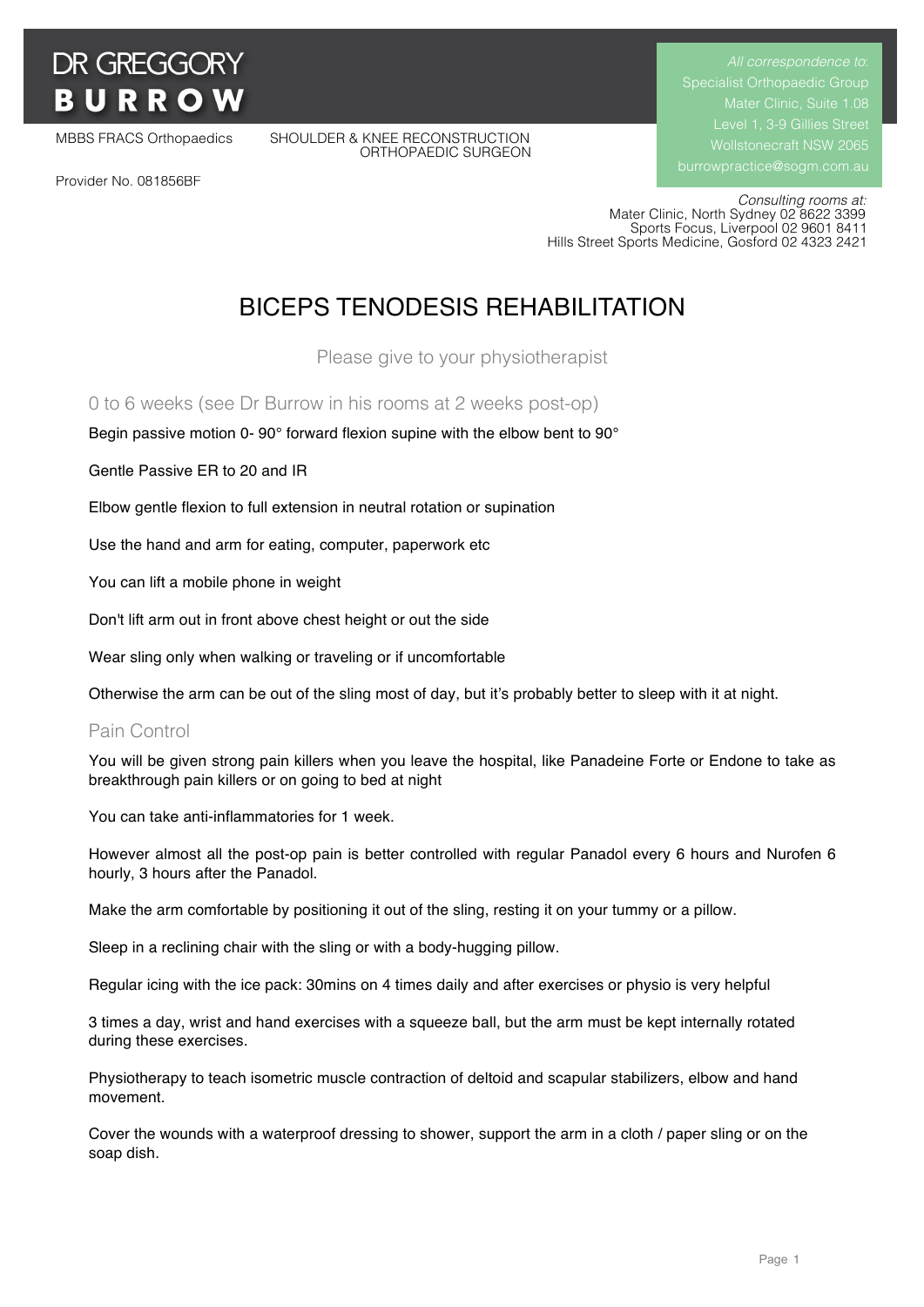# DR GREGGORY BURROW

MBBS FRACS Orthopaedics

SHOULDER & KNEE RECONSTRUCTION ORTHOPAEDIC SURGEON

Provider No. 081856BF

*All correspondence to:*
Specialist Orthopaedic Group
Mater Clinic, Suite 1.08
Level 1, 3-9 Gillies Street
Wollstonecraft NSW 2065
burrowpractice@sogm.com.au

*Consulting rooms at:*
Mater Clinic, North Sydney 02 8622 3399
Sports Focus, Liverpool 02 9601 8411
Hills Street Sports Medicine, Gosford 02 4323 2421

## BICEPS TENODESIS REHABILITATION

Please give to your physiotherapist

### 0 to 6 weeks (see Dr Burrow in his rooms at 2 weeks post-op)

Begin passive motion 0- 90° forward flexion supine with the elbow bent to 90°

Gentle Passive ER to 20 and IR

Elbow gentle flexion to full extension in neutral rotation or supination

Use the hand and arm for eating, computer, paperwork etc

You can lift a mobile phone in weight

Don't lift arm out in front above chest height or out the side

Wear sling only when walking or traveling or if uncomfortable

Otherwise the arm can be out of the sling most of day, but it's probably better to sleep with it at night.

### Pain Control

You will be given strong pain killers when you leave the hospital, like Panadeine Forte or Endone to take as breakthrough pain killers or on going to bed at night

You can take anti-inflammatories for 1 week.

However almost all the post-op pain is better controlled with regular Panadol every 6 hours and Nurofen 6 hourly, 3 hours after the Panadol.

Make the arm comfortable by positioning it out of the sling, resting it on your tummy or a pillow.

Sleep in a reclining chair with the sling or with a body-hugging pillow.

Regular icing with the ice pack: 30mins on 4 times daily and after exercises or physio is very helpful

3 times a day, wrist and hand exercises with a squeeze ball, but the arm must be kept internally rotated during these exercises.

Physiotherapy to teach isometric muscle contraction of deltoid and scapular stabilizers, elbow and hand movement.

Cover the wounds with a waterproof dressing to shower, support the arm in a cloth / paper sling or on the soap dish.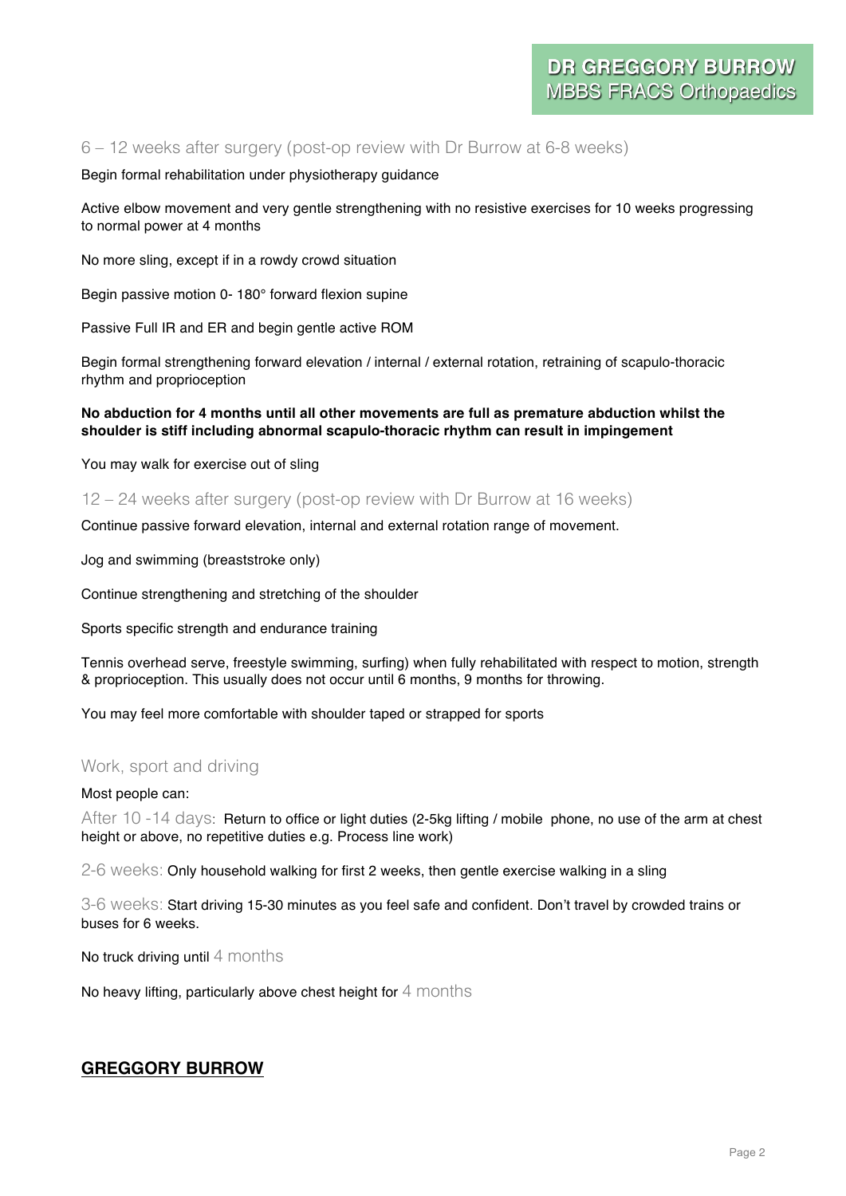## 6 – 12 weeks after surgery (post-op review with Dr Burrow at 6-8 weeks)

Begin formal rehabilitation under physiotherapy guidance

Active elbow movement and very gentle strengthening with no resistive exercises for 10 weeks progressing to normal power at 4 months

No more sling, except if in a rowdy crowd situation

Begin passive motion 0- 180° forward flexion supine

Passive Full IR and ER and begin gentle active ROM

Begin formal strengthening forward elevation / internal / external rotation, retraining of scapulo-thoracic rhythm and proprioception

**No abduction for 4 months until all other movements are full as premature abduction whilst the shoulder is stiff including abnormal scapulo-thoracic rhythm can result in impingement**

You may walk for exercise out of sling

## 12 – 24 weeks after surgery (post-op review with Dr Burrow at 16 weeks)

Continue passive forward elevation, internal and external rotation range of movement.

Jog and swimming (breaststroke only)

Continue strengthening and stretching of the shoulder

Sports specific strength and endurance training

Tennis overhead serve, freestyle swimming, surfing) when fully rehabilitated with respect to motion, strength & proprioception. This usually does not occur until 6 months, 9 months for throwing.

You may feel more comfortable with shoulder taped or strapped for sports

## Work, sport and driving

Most people can:

After 10 -14 days: Return to office or light duties (2-5kg lifting / mobile phone, no use of the arm at chest height or above, no repetitive duties e.g. Process line work)

2-6 weeks: Only household walking for first 2 weeks, then gentle exercise walking in a sling

3-6 weeks: Start driving 15-30 minutes as you feel safe and confident. Don't travel by crowded trains or buses for 6 weeks.

No truck driving until 4 months

No heavy lifting, particularly above chest height for 4 months

**GREGGORY BURROW**